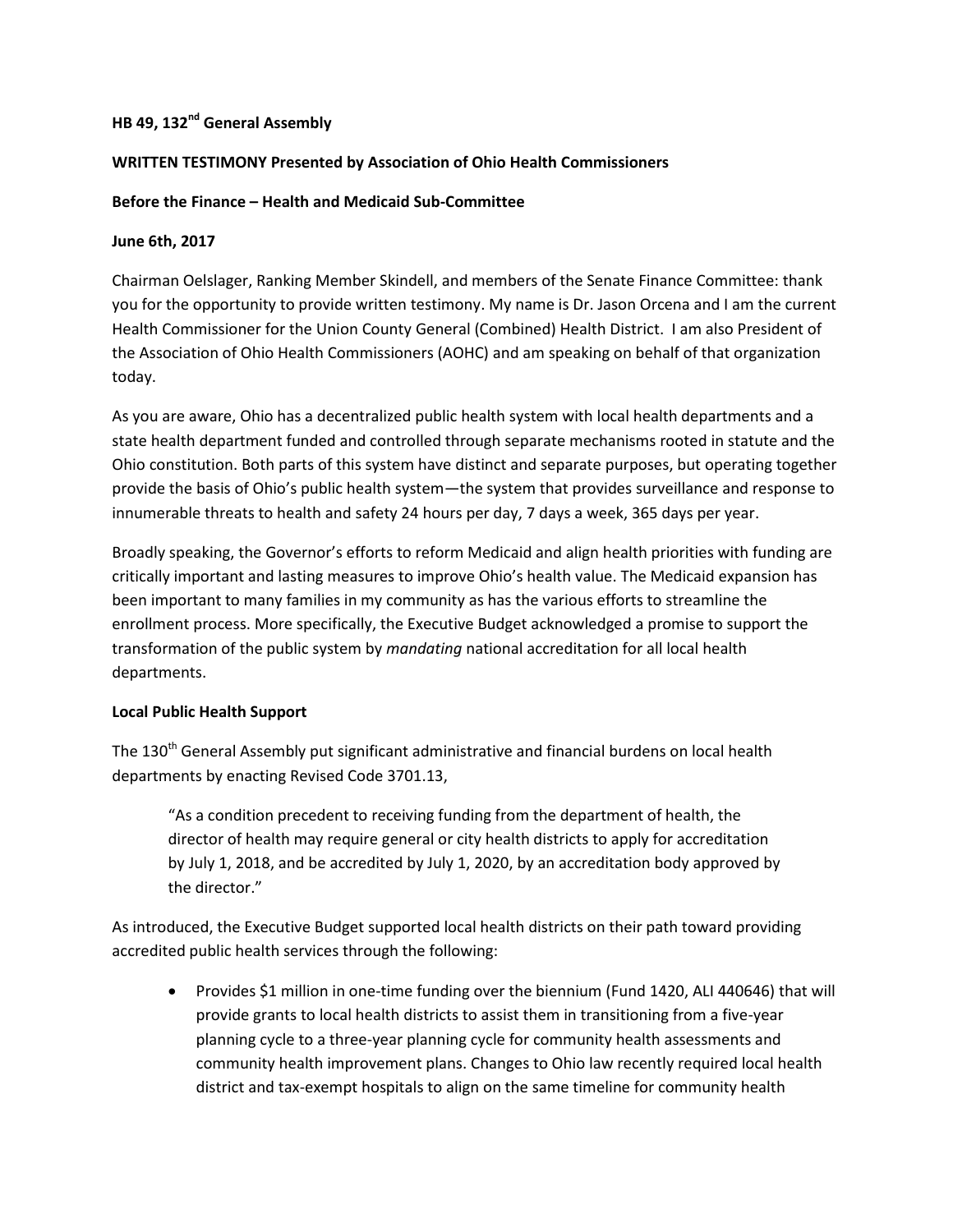**HB 49, 132nd General Assembly**

**WRITTEN TESTIMONY Presented by Association of Ohio Health Commissioners**

**Before the Finance – Health and Medicaid Sub-Committee**

**June 6th, 2017**

Chairman Oelslager, Ranking Member Skindell, and members of the Senate Finance Committee: thank you for the opportunity to provide written testimony. My name is Dr. Jason Orcena and I am the current Health Commissioner for the Union County General (Combined) Health District. I am also President of the Association of Ohio Health Commissioners (AOHC) and am speaking on behalf of that organization today.

As you are aware, Ohio has a decentralized public health system with local health departments and a state health department funded and controlled through separate mechanisms rooted in statute and the Ohio constitution. Both parts of this system have distinct and separate purposes, but operating together provide the basis of Ohio's public health system—the system that provides surveillance and response to innumerable threats to health and safety 24 hours per day, 7 days a week, 365 days per year.

Broadly speaking, the Governor's efforts to reform Medicaid and align health priorities with funding are critically important and lasting measures to improve Ohio's health value. The Medicaid expansion has been important to many families in my community as has the various efforts to streamline the enrollment process. More specifically, the Executive Budget acknowledged a promise to support the transformation of the public system by *mandating* national accreditation for all local health departments.

**Local Public Health Support**

The 130th General Assembly put significant administrative and financial burdens on local health departments by enacting Revised Code 3701.13,

> "As a condition precedent to receiving funding from the department of health, the director of health may require general or city health districts to apply for accreditation by July 1, 2018, and be accredited by July 1, 2020, by an accreditation body approved by the director."

As introduced, the Executive Budget supported local health districts on their path toward providing accredited public health services through the following:

- Provides $1 million in one-time funding over the biennium (Fund 1420, ALI 440646) that will provide grants to local health districts to assist them in transitioning from a five-year planning cycle to a three-year planning cycle for community health assessments and community health improvement plans. Changes to Ohio law recently required local health district and tax-exempt hospitals to align on the same timeline for community health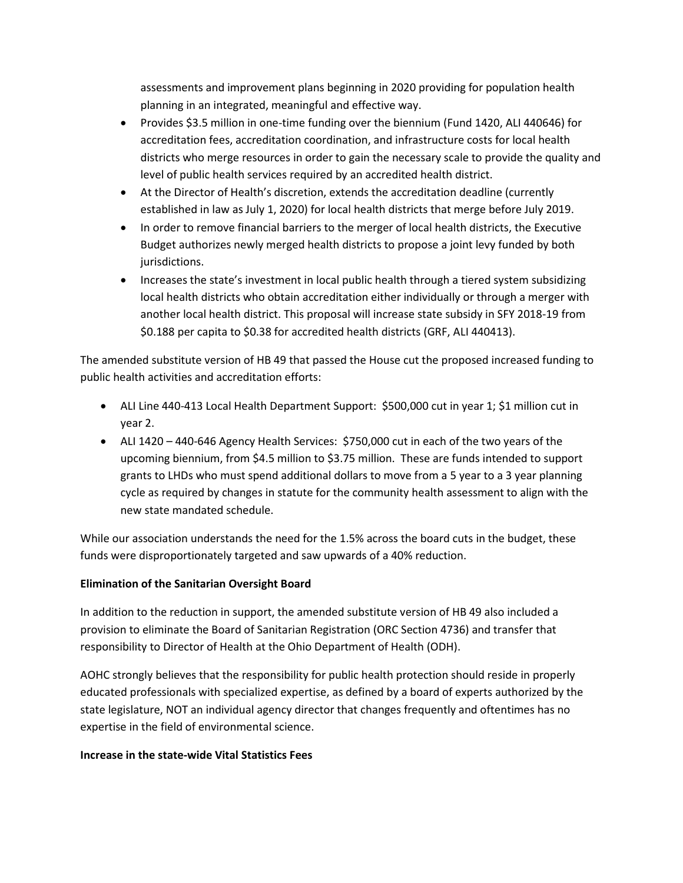assessments and improvement plans beginning in 2020 providing for population health planning in an integrated, meaningful and effective way.

- Provides $3.5 million in one-time funding over the biennium (Fund 1420, ALI 440646) for accreditation fees, accreditation coordination, and infrastructure costs for local health districts who merge resources in order to gain the necessary scale to provide the quality and level of public health services required by an accredited health district.
- At the Director of Health's discretion, extends the accreditation deadline (currently established in law as July 1, 2020) for local health districts that merge before July 2019.
- In order to remove financial barriers to the merger of local health districts, the Executive Budget authorizes newly merged health districts to propose a joint levy funded by both jurisdictions.
- Increases the state's investment in local public health through a tiered system subsidizing local health districts who obtain accreditation either individually or through a merger with another local health district. This proposal will increase state subsidy in SFY 2018-19 from $0.188 per capita to $0.38 for accredited health districts (GRF, ALI 440413).

The amended substitute version of HB 49 that passed the House cut the proposed increased funding to public health activities and accreditation efforts:

- ALI Line 440-413 Local Health Department Support: $500,000 cut in year 1; $1 million cut in year 2.
- ALI 1420 – 440-646 Agency Health Services: $750,000 cut in each of the two years of the upcoming biennium, from $4.5 million to $3.75 million. These are funds intended to support grants to LHDs who must spend additional dollars to move from a 5 year to a 3 year planning cycle as required by changes in statute for the community health assessment to align with the new state mandated schedule.

While our association understands the need for the 1.5% across the board cuts in the budget, these funds were disproportionately targeted and saw upwards of a 40% reduction.

**Elimination of the Sanitarian Oversight Board**

In addition to the reduction in support, the amended substitute version of HB 49 also included a provision to eliminate the Board of Sanitarian Registration (ORC Section 4736) and transfer that responsibility to Director of Health at the Ohio Department of Health (ODH).

AOHC strongly believes that the responsibility for public health protection should reside in properly educated professionals with specialized expertise, as defined by a board of experts authorized by the state legislature, NOT an individual agency director that changes frequently and oftentimes has no expertise in the field of environmental science.

**Increase in the state-wide Vital Statistics Fees**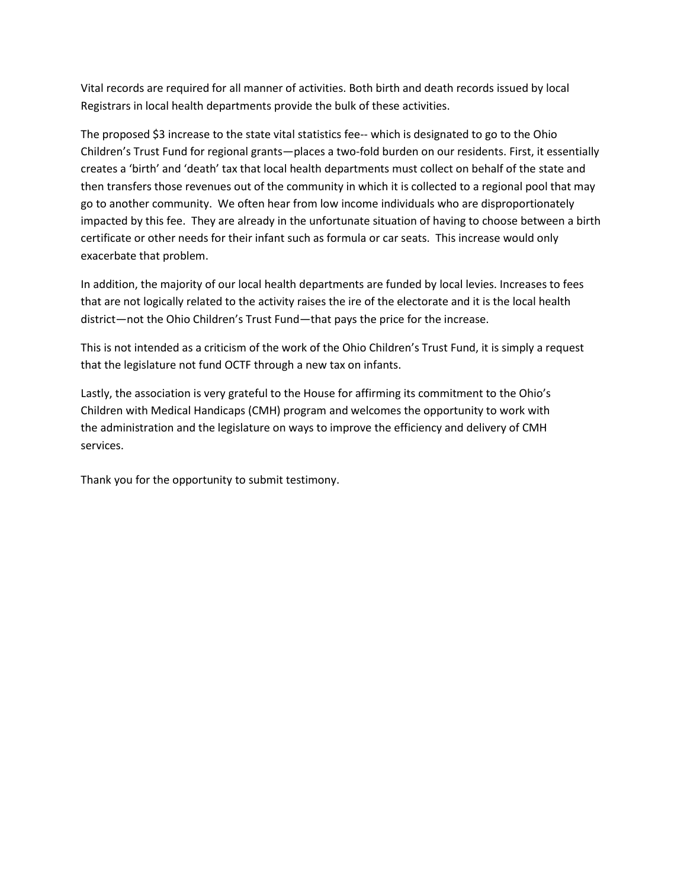Vital records are required for all manner of activities. Both birth and death records issued by local Registrars in local health departments provide the bulk of these activities.

The proposed $3 increase to the state vital statistics fee-- which is designated to go to the Ohio Children's Trust Fund for regional grants—places a two-fold burden on our residents. First, it essentially creates a 'birth' and 'death' tax that local health departments must collect on behalf of the state and then transfers those revenues out of the community in which it is collected to a regional pool that may go to another community. We often hear from low income individuals who are disproportionately impacted by this fee. They are already in the unfortunate situation of having to choose between a birth certificate or other needs for their infant such as formula or car seats. This increase would only exacerbate that problem.

In addition, the majority of our local health departments are funded by local levies. Increases to fees that are not logically related to the activity raises the ire of the electorate and it is the local health district—not the Ohio Children's Trust Fund—that pays the price for the increase.

This is not intended as a criticism of the work of the Ohio Children's Trust Fund, it is simply a request that the legislature not fund OCTF through a new tax on infants.

Lastly, the association is very grateful to the House for affirming its commitment to the Ohio's Children with Medical Handicaps (CMH) program and welcomes the opportunity to work with the administration and the legislature on ways to improve the efficiency and delivery of CMH services.

Thank you for the opportunity to submit testimony.